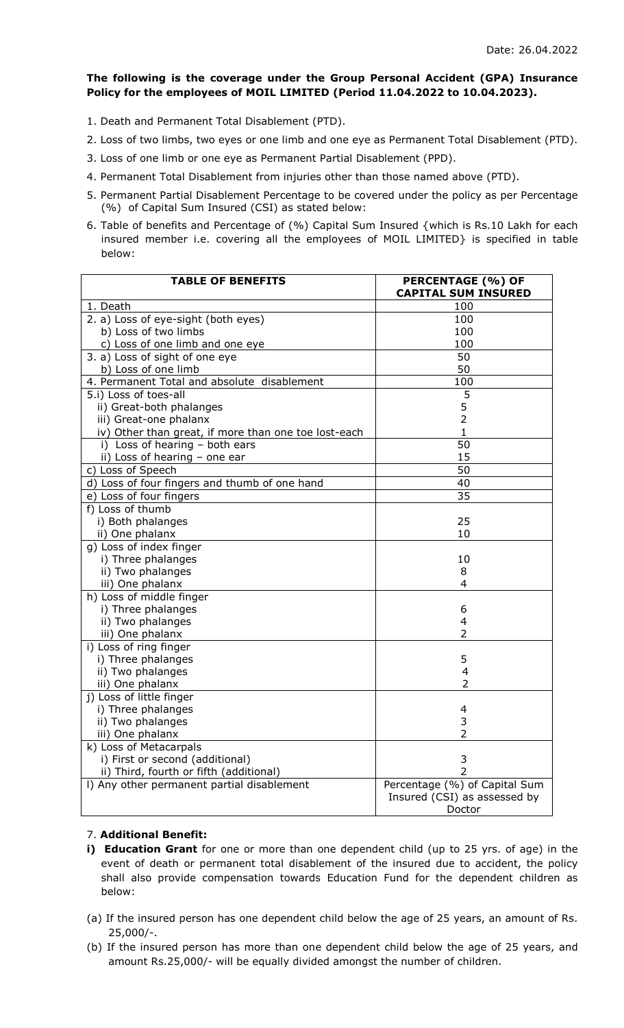Date: 26.04.2022

**The following is the coverage under the Group Personal Accident (GPA) Insurance Policy for the employees of MOIL LIMITED (Period 11.04.2022 to 10.04.2023).**

1. Death and Permanent Total Disablement (PTD).
2. Loss of two limbs, two eyes or one limb and one eye as Permanent Total Disablement (PTD).
3. Loss of one limb or one eye as Permanent Partial Disablement (PPD).
4. Permanent Total Disablement from injuries other than those named above (PTD).
5. Permanent Partial Disablement Percentage to be covered under the policy as per Percentage (%) of Capital Sum Insured (CSI) as stated below:
6. Table of benefits and Percentage of (%) Capital Sum Insured {which is Rs.10 Lakh for each insured member i.e. covering all the employees of MOIL LIMITED} is specified in table below:

| TABLE OF BENEFITS | PERCENTAGE (%) OF CAPITAL SUM INSURED |
|---|---|
| 1. Death | 100 |
| 2. a) Loss of eye-sight (both eyes) | 100 |
| b) Loss of two limbs | 100 |
| c) Loss of one limb and one eye | 100 |
| 3. a) Loss of sight of one eye | 50 |
| b) Loss of one limb | 50 |
| 4. Permanent Total and absolute disablement | 100 |
| 5.i) Loss of toes-all | 5 |
| ii) Great-both phalanges | 5 |
| iii) Great-one phalanx | 2 |
| iv) Other than great, if more than one toe lost-each | 1 |
| i) Loss of hearing – both ears | 50 |
| ii) Loss of hearing – one ear | 15 |
| c) Loss of Speech | 50 |
| d) Loss of four fingers and thumb of one hand | 40 |
| e) Loss of four fingers | 35 |
| f) Loss of thumb | |
| i) Both phalanges | 25 |
| ii) One phalanx | 10 |
| g) Loss of index finger | |
| i) Three phalanges | 10 |
| ii) Two phalanges | 8 |
| iii) One phalanx | 4 |
| h) Loss of middle finger | |
| i) Three phalanges | 6 |
| ii) Two phalanges | 4 |
| iii) One phalanx | 2 |
| i) Loss of ring finger | |
| i) Three phalanges | 5 |
| ii) Two phalanges | 4 |
| iii) One phalanx | 2 |
| j) Loss of little finger | |
| i) Three phalanges | 4 |
| ii) Two phalanges | 3 |
| iii) One phalanx | 2 |
| k) Loss of Metacarpals | |
| i) First or second (additional) | 3 |
| ii) Third, fourth or fifth (additional) | 2 |
| l) Any other permanent partial disablement | Percentage (%) of Capital Sum Insured (CSI) as assessed by Doctor |

7. **Additional Benefit:**

**i) Education Grant** for one or more than one dependent child (up to 25 yrs. of age) in the event of death or permanent total disablement of the insured due to accident, the policy shall also provide compensation towards Education Fund for the dependent children as below:

(a) If the insured person has one dependent child below the age of 25 years, an amount of Rs. 25,000/-.

(b) If the insured person has more than one dependent child below the age of 25 years, and amount Rs.25,000/- will be equally divided amongst the number of children.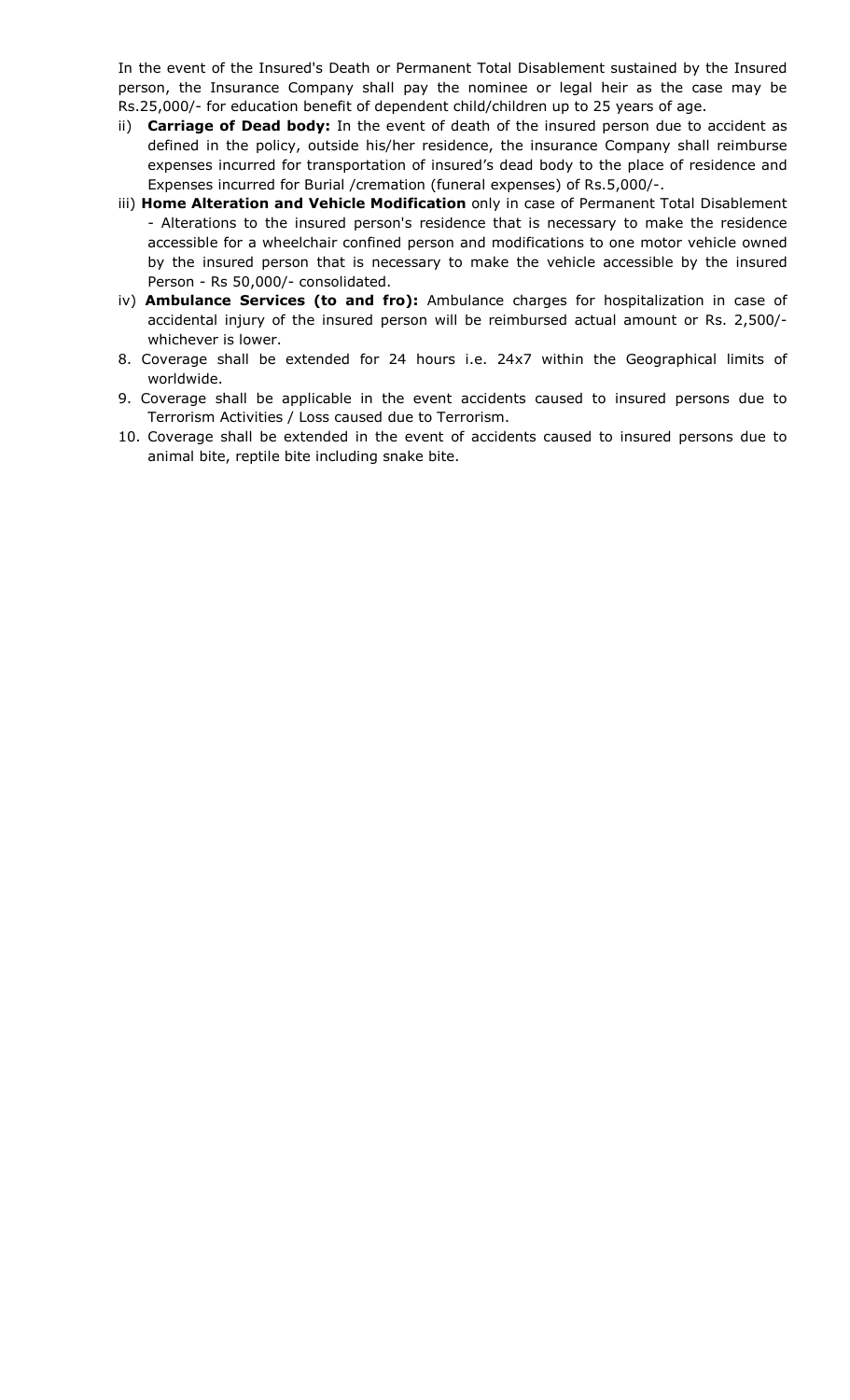In the event of the Insured's Death or Permanent Total Disablement sustained by the Insured person, the Insurance Company shall pay the nominee or legal heir as the case may be Rs.25,000/- for education benefit of dependent child/children up to 25 years of age.

ii) **Carriage of Dead body:** In the event of death of the insured person due to accident as defined in the policy, outside his/her residence, the insurance Company shall reimburse expenses incurred for transportation of insured's dead body to the place of residence and Expenses incurred for Burial /cremation (funeral expenses) of Rs.5,000/-.

iii) **Home Alteration and Vehicle Modification** only in case of Permanent Total Disablement - Alterations to the insured person's residence that is necessary to make the residence accessible for a wheelchair confined person and modifications to one motor vehicle owned by the insured person that is necessary to make the vehicle accessible by the insured Person - Rs 50,000/- consolidated.

iv) **Ambulance Services (to and fro):** Ambulance charges for hospitalization in case of accidental injury of the insured person will be reimbursed actual amount or Rs. 2,500/- whichever is lower.

8. Coverage shall be extended for 24 hours i.e. 24x7 within the Geographical limits of worldwide.
9. Coverage shall be applicable in the event accidents caused to insured persons due to Terrorism Activities / Loss caused due to Terrorism.
10. Coverage shall be extended in the event of accidents caused to insured persons due to animal bite, reptile bite including snake bite.